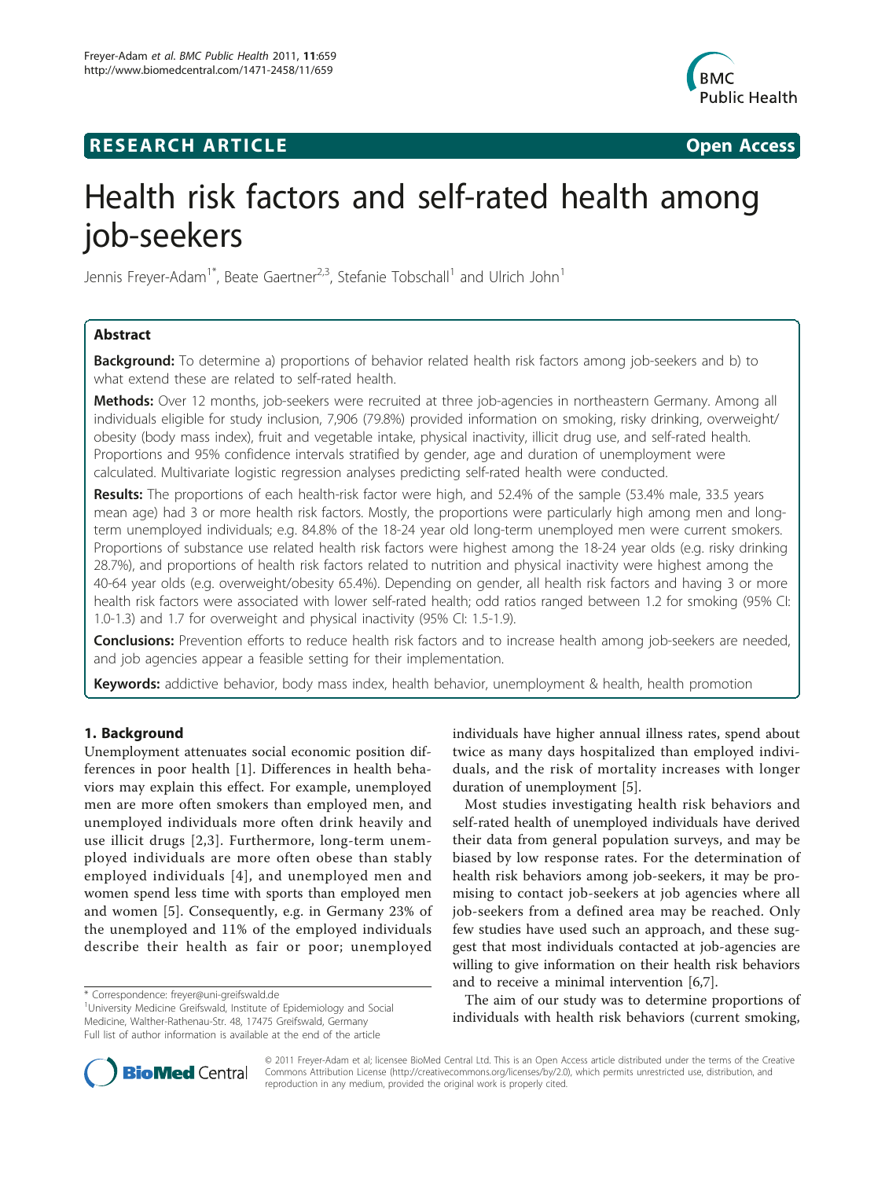**RESEARCH ARTICLE** **Open Access**

# Health risk factors and self-rated health among job-seekers

Jennis Freyer-Adam[1*], Beate Gaertner[2,3], Stefanie Tobschall[1] and Ulrich John[1]

## Abstract

**Background:** To determine a) proportions of behavior related health risk factors among job-seekers and b) to what extend these are related to self-rated health.

**Methods:** Over 12 months, job-seekers were recruited at three job-agencies in northeastern Germany. Among all individuals eligible for study inclusion, 7,906 (79.8%) provided information on smoking, risky drinking, overweight/obesity (body mass index), fruit and vegetable intake, physical inactivity, illicit drug use, and self-rated health. Proportions and 95% confidence intervals stratified by gender, age and duration of unemployment were calculated. Multivariate logistic regression analyses predicting self-rated health were conducted.

**Results:** The proportions of each health-risk factor were high, and 52.4% of the sample (53.4% male, 33.5 years mean age) had 3 or more health risk factors. Mostly, the proportions were particularly high among men and long-term unemployed individuals; e.g. 84.8% of the 18-24 year old long-term unemployed men were current smokers. Proportions of substance use related health risk factors were highest among the 18-24 year olds (e.g. risky drinking 28.7%), and proportions of health risk factors related to nutrition and physical inactivity were highest among the 40-64 year olds (e.g. overweight/obesity 65.4%). Depending on gender, all health risk factors and having 3 or more health risk factors were associated with lower self-rated health; odd ratios ranged between 1.2 for smoking (95% CI: 1.0-1.3) and 1.7 for overweight and physical inactivity (95% CI: 1.5-1.9).

**Conclusions:** Prevention efforts to reduce health risk factors and to increase health among job-seekers are needed, and job agencies appear a feasible setting for their implementation.

**Keywords:** addictive behavior, body mass index, health behavior, unemployment & health, health promotion

## 1. Background

Unemployment attenuates social economic position differences in poor health [1]. Differences in health behaviors may explain this effect. For example, unemployed men are more often smokers than employed men, and unemployed individuals more often drink heavily and use illicit drugs [2,3]. Furthermore, long-term unemployed individuals are more often obese than stably employed individuals [4], and unemployed men and women spend less time with sports than employed men and women [5]. Consequently, e.g. in Germany 23% of the unemployed and 11% of the employed individuals describe their health as fair or poor; unemployed individuals have higher annual illness rates, spend about twice as many days hospitalized than employed individuals, and the risk of mortality increases with longer duration of unemployment [5].

Most studies investigating health risk behaviors and self-rated health of unemployed individuals have derived their data from general population surveys, and may be biased by low response rates. For the determination of health risk behaviors among job-seekers, it may be promising to contact job-seekers at job agencies where all job-seekers from a defined area may be reached. Only few studies have used such an approach, and these suggest that most individuals contacted at job-agencies are willing to give information on their health risk behaviors and to receive a minimal intervention [6,7].

The aim of our study was to determine proportions of individuals with health risk behaviors (current smoking,

\* Correspondence: freyer@uni-greifswald.de
[1]University Medicine Greifswald, Institute of Epidemiology and Social Medicine, Walther-Rathenau-Str. 48, 17475 Greifswald, Germany
Full list of author information is available at the end of the article

© 2011 Freyer-Adam et al; licensee BioMed Central Ltd. This is an Open Access article distributed under the terms of the Creative Commons Attribution License (http://creativecommons.org/licenses/by/2.0), which permits unrestricted use, distribution, and reproduction in any medium, provided the original work is properly cited.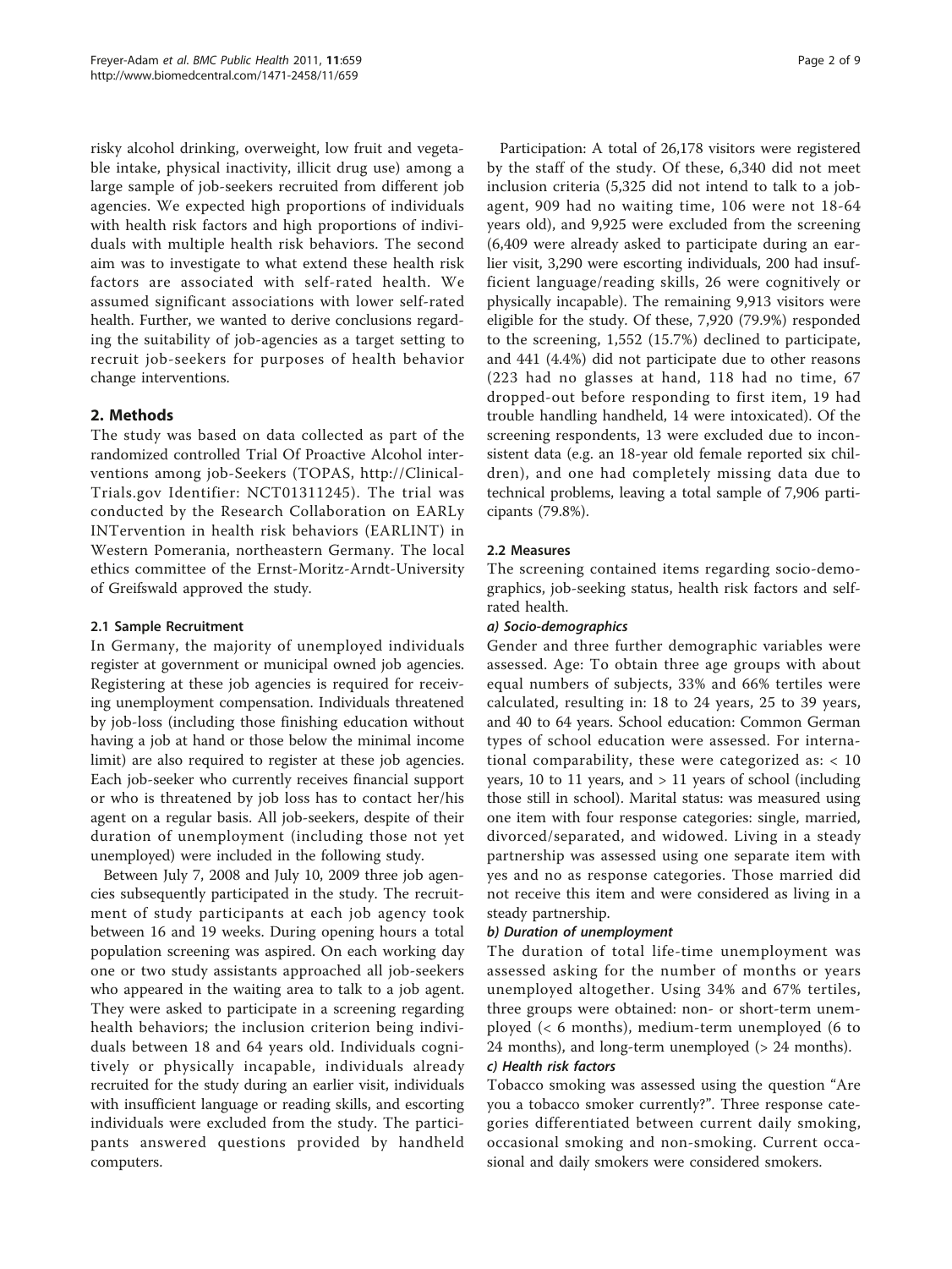risky alcohol drinking, overweight, low fruit and vegetable intake, physical inactivity, illicit drug use) among a large sample of job-seekers recruited from different job agencies. We expected high proportions of individuals with health risk factors and high proportions of individuals with multiple health risk behaviors. The second aim was to investigate to what extend these health risk factors are associated with self-rated health. We assumed significant associations with lower self-rated health. Further, we wanted to derive conclusions regarding the suitability of job-agencies as a target setting to recruit job-seekers for purposes of health behavior change interventions.

## 2. Methods

The study was based on data collected as part of the randomized controlled Trial Of Proactive Alcohol interventions among job-Seekers (TOPAS, http://ClinicalTrials.gov Identifier: NCT01311245). The trial was conducted by the Research Collaboration on EARLy INTervention in health risk behaviors (EARLINT) in Western Pomerania, northeastern Germany. The local ethics committee of the Ernst-Moritz-Arndt-University of Greifswald approved the study.

### 2.1 Sample Recruitment

In Germany, the majority of unemployed individuals register at government or municipal owned job agencies. Registering at these job agencies is required for receiving unemployment compensation. Individuals threatened by job-loss (including those finishing education without having a job at hand or those below the minimal income limit) are also required to register at these job agencies. Each job-seeker who currently receives financial support or who is threatened by job loss has to contact her/his agent on a regular basis. All job-seekers, despite of their duration of unemployment (including those not yet unemployed) were included in the following study.

Between July 7, 2008 and July 10, 2009 three job agencies subsequently participated in the study. The recruitment of study participants at each job agency took between 16 and 19 weeks. During opening hours a total population screening was aspired. On each working day one or two study assistants approached all job-seekers who appeared in the waiting area to talk to a job agent. They were asked to participate in a screening regarding health behaviors; the inclusion criterion being individuals between 18 and 64 years old. Individuals cognitively or physically incapable, individuals already recruited for the study during an earlier visit, individuals with insufficient language or reading skills, and escorting individuals were excluded from the study. The participants answered questions provided by handheld computers.

Participation: A total of 26,178 visitors were registered by the staff of the study. Of these, 6,340 did not meet inclusion criteria (5,325 did not intend to talk to a job-agent, 909 had no waiting time, 106 were not 18-64 years old), and 9,925 were excluded from the screening (6,409 were already asked to participate during an earlier visit, 3,290 were escorting individuals, 200 had insufficient language/reading skills, 26 were cognitively or physically incapable). The remaining 9,913 visitors were eligible for the study. Of these, 7,920 (79.9%) responded to the screening, 1,552 (15.7%) declined to participate, and 441 (4.4%) did not participate due to other reasons (223 had no glasses at hand, 118 had no time, 67 dropped-out before responding to first item, 19 had trouble handling handheld, 14 were intoxicated). Of the screening respondents, 13 were excluded due to inconsistent data (e.g. an 18-year old female reported six children), and one had completely missing data due to technical problems, leaving a total sample of 7,906 participants (79.8%).

### 2.2 Measures

The screening contained items regarding socio-demographics, job-seeking status, health risk factors and self-rated health.

#### *a) Socio-demographics*

Gender and three further demographic variables were assessed. Age: To obtain three age groups with about equal numbers of subjects, 33% and 66% tertiles were calculated, resulting in: 18 to 24 years, 25 to 39 years, and 40 to 64 years. School education: Common German types of school education were assessed. For international comparability, these were categorized as: < 10 years, 10 to 11 years, and > 11 years of school (including those still in school). Marital status: was measured using one item with four response categories: single, married, divorced/separated, and widowed. Living in a steady partnership was assessed using one separate item with yes and no as response categories. Those married did not receive this item and were considered as living in a steady partnership.

#### *b) Duration of unemployment*

The duration of total life-time unemployment was assessed asking for the number of months or years unemployed altogether. Using 34% and 67% tertiles, three groups were obtained: non- or short-term unemployed (< 6 months), medium-term unemployed (6 to 24 months), and long-term unemployed (> 24 months).

#### *c) Health risk factors*

Tobacco smoking was assessed using the question "Are you a tobacco smoker currently?". Three response categories differentiated between current daily smoking, occasional smoking and non-smoking. Current occasional and daily smokers were considered smokers.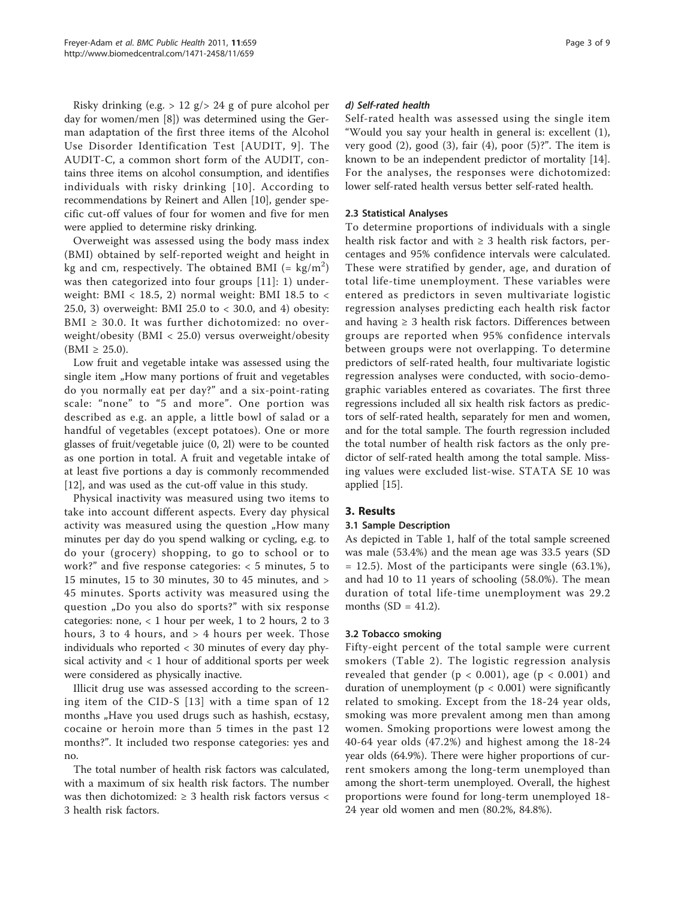Risky drinking (e.g. > 12 g/> 24 g of pure alcohol per day for women/men [8]) was determined using the German adaptation of the first three items of the Alcohol Use Disorder Identification Test [AUDIT, 9]. The AUDIT-C, a common short form of the AUDIT, contains three items on alcohol consumption, and identifies individuals with risky drinking [10]. According to recommendations by Reinert and Allen [10], gender specific cut-off values of four for women and five for men were applied to determine risky drinking.

Overweight was assessed using the body mass index (BMI) obtained by self-reported weight and height in kg and cm, respectively. The obtained BMI (= $kg/m^2$) was then categorized into four groups [11]: 1) underweight: BMI < 18.5, 2) normal weight: BMI 18.5 to < 25.0, 3) overweight: BMI 25.0 to < 30.0, and 4) obesity: BMI ≥ 30.0. It was further dichotomized: no overweight/obesity (BMI < 25.0) versus overweight/obesity (BMI ≥ 25.0).

Low fruit and vegetable intake was assessed using the single item „How many portions of fruit and vegetables do you normally eat per day?" and a six-point-rating scale: "none" to "5 and more". One portion was described as e.g. an apple, a little bowl of salad or a handful of vegetables (except potatoes). One or more glasses of fruit/vegetable juice (0, 2l) were to be counted as one portion in total. A fruit and vegetable intake of at least five portions a day is commonly recommended [12], and was used as the cut-off value in this study.

Physical inactivity was measured using two items to take into account different aspects. Every day physical activity was measured using the question „How many minutes per day do you spend walking or cycling, e.g. to do your (grocery) shopping, to go to school or to work?" and five response categories: < 5 minutes, 5 to 15 minutes, 15 to 30 minutes, 30 to 45 minutes, and > 45 minutes. Sports activity was measured using the question „Do you also do sports?" with six response categories: none, < 1 hour per week, 1 to 2 hours, 2 to 3 hours, 3 to 4 hours, and > 4 hours per week. Those individuals who reported < 30 minutes of every day physical activity and < 1 hour of additional sports per week were considered as physically inactive.

Illicit drug use was assessed according to the screening item of the CID-S [13] with a time span of 12 months „Have you used drugs such as hashish, ecstasy, cocaine or heroin more than 5 times in the past 12 months?". It included two response categories: yes and no.

The total number of health risk factors was calculated, with a maximum of six health risk factors. The number was then dichotomized: ≥ 3 health risk factors versus < 3 health risk factors.

#### *d) Self-rated health*

Self-rated health was assessed using the single item "Would you say your health in general is: excellent (1), very good (2), good (3), fair (4), poor (5)?". The item is known to be an independent predictor of mortality [14]. For the analyses, the responses were dichotomized: lower self-rated health versus better self-rated health.

### 2.3 Statistical Analyses

To determine proportions of individuals with a single health risk factor and with ≥ 3 health risk factors, percentages and 95% confidence intervals were calculated. These were stratified by gender, age, and duration of total life-time unemployment. These variables were entered as predictors in seven multivariate logistic regression analyses predicting each health risk factor and having ≥ 3 health risk factors. Differences between groups are reported when 95% confidence intervals between groups were not overlapping. To determine predictors of self-rated health, four multivariate logistic regression analyses were conducted, with socio-demographic variables entered as covariates. The first three regressions included all six health risk factors as predictors of self-rated health, separately for men and women, and for the total sample. The fourth regression included the total number of health risk factors as the only predictor of self-rated health among the total sample. Missing values were excluded list-wise. STATA SE 10 was applied [15].

## 3. Results

### 3.1 Sample Description

As depicted in Table 1, half of the total sample screened was male (53.4%) and the mean age was 33.5 years (SD = 12.5). Most of the participants were single (63.1%), and had 10 to 11 years of schooling (58.0%). The mean duration of total life-time unemployment was 29.2 months (SD = 41.2).

### 3.2 Tobacco smoking

Fifty-eight percent of the total sample were current smokers (Table 2). The logistic regression analysis revealed that gender ($p < 0.001$), age ($p < 0.001$) and duration of unemployment ($p < 0.001$) were significantly related to smoking. Except from the 18-24 year olds, smoking was more prevalent among men than among women. Smoking proportions were lowest among the 40-64 year olds (47.2%) and highest among the 18-24 year olds (64.9%). There were higher proportions of current smokers among the long-term unemployed than among the short-term unemployed. Overall, the highest proportions were found for long-term unemployed 18-24 year old women and men (80.2%, 84.8%).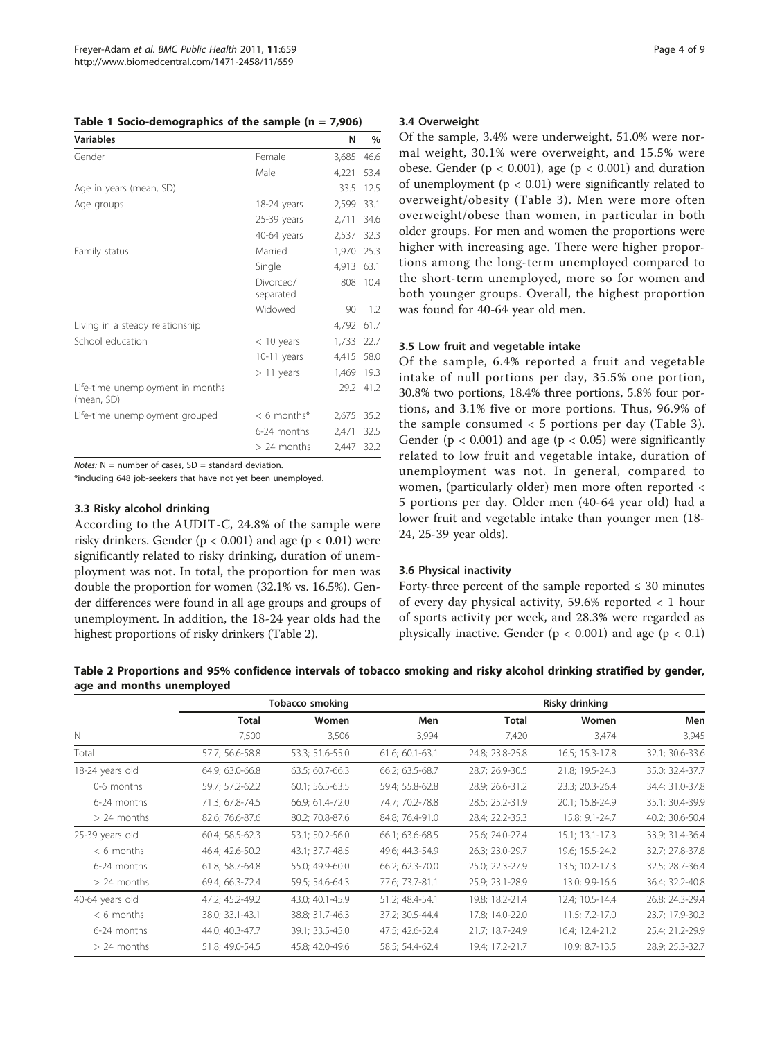**Table 1 Socio-demographics of the sample (n = 7,906)**

| Variables | | N | % |
|---|---|---|---|
| Gender | Female | 3,685 | 46.6 |
| | Male | 4,221 | 53.4 |
| Age in years (mean, SD) | | 33.5 | 12.5 |
| Age groups | 18-24 years | 2,599 | 33.1 |
| | 25-39 years | 2,711 | 34.6 |
| | 40-64 years | 2,537 | 32.3 |
| Family status | Married | 1,970 | 25.3 |
| | Single | 4,913 | 63.1 |
| | Divorced/separated | 808 | 10.4 |
| | Widowed | 90 | 1.2 |
| Living in a steady relationship | | 4,792 | 61.7 |
| School education | < 10 years | 1,733 | 22.7 |
| | 10-11 years | 4,415 | 58.0 |
| | > 11 years | 1,469 | 19.3 |
| Life-time unemployment in months (mean, SD) | | 29.2 | 41.2 |
| Life-time unemployment grouped | < 6 months* | 2,675 | 35.2 |
| | 6-24 months | 2,471 | 32.5 |
| | > 24 months | 2,447 | 32.2 |

*Notes:* N = number of cases, SD = standard deviation.

*including 648 job-seekers that have not yet been unemployed.

### 3.3 Risky alcohol drinking

According to the AUDIT-C, 24.8% of the sample were risky drinkers. Gender ($p < 0.001$) and age ($p < 0.01$) were significantly related to risky drinking, duration of unemployment was not. In total, the proportion for men was double the proportion for women (32.1% vs. 16.5%). Gender differences were found in all age groups and groups of unemployment. In addition, the 18-24 year olds had the highest proportions of risky drinkers (Table 2).

### 3.4 Overweight

Of the sample, 3.4% were underweight, 51.0% were normal weight, 30.1% were overweight, and 15.5% were obese. Gender ($p < 0.001$), age ($p < 0.001$) and duration of unemployment ($p < 0.01$) were significantly related to overweight/obesity (Table 3). Men were more often overweight/obese than women, in particular in both older groups. For men and women the proportions were higher with increasing age. There were higher proportions among the long-term unemployed compared to the short-term unemployed, more so for women and both younger groups. Overall, the highest proportion was found for 40-64 year old men.

### 3.5 Low fruit and vegetable intake

Of the sample, 6.4% reported a fruit and vegetable intake of null portions per day, 35.5% one portion, 30.8% two portions, 18.4% three portions, 5.8% four portions, and 3.1% five or more portions. Thus, 96.9% of the sample consumed < 5 portions per day (Table 3). Gender ($p < 0.001$) and age ($p < 0.05$) were significantly related to low fruit and vegetable intake, duration of unemployment was not. In general, compared to women, (particularly older) men more often reported < 5 portions per day. Older men (40-64 year old) had a lower fruit and vegetable intake than younger men (18-24, 25-39 year olds).

### 3.6 Physical inactivity

Forty-three percent of the sample reported ≤ 30 minutes of every day physical activity, 59.6% reported < 1 hour of sports activity per week, and 28.3% were regarded as physically inactive. Gender ($p < 0.001$) and age ($p < 0.1$)

**Table 2 Proportions and 95% confidence intervals of tobacco smoking and risky alcohol drinking stratified by gender, age and months unemployed**

| | Tobacco smoking | | | Risky drinking | | |
|---|---|---|---|---|---|---|
| | Total | Women | Men | Total | Women | Men |
| N | 7,500 | 3,506 | 3,994 | 7,420 | 3,474 | 3,945 |
| Total | 57.7; 56.6-58.8 | 53.3; 51.6-55.0 | 61.6; 60.1-63.1 | 24.8; 23.8-25.8 | 16.5; 15.3-17.8 | 32.1; 30.6-33.6 |
| 18-24 years old | 64.9; 63.0-66.8 | 63.5; 60.7-66.3 | 66.2; 63.5-68.7 | 28.7; 26.9-30.5 | 21.8; 19.5-24.3 | 35.0; 32.4-37.7 |
| 0-6 months | 59.7; 57.2-62.2 | 60.1; 56.5-63.5 | 59.4; 55.8-62.8 | 28.9; 26.6-31.2 | 23.3; 20.3-26.4 | 34.4; 31.0-37.8 |
| 6-24 months | 71.3; 67.8-74.5 | 66.9; 61.4-72.0 | 74.7; 70.2-78.8 | 28.5; 25.2-31.9 | 20.1; 15.8-24.9 | 35.1; 30.4-39.9 |
| > 24 months | 82.6; 76.6-87.6 | 80.2; 70.8-87.6 | 84.8; 76.4-91.0 | 28.4; 22.2-35.3 | 15.8; 9.1-24.7 | 40.2; 30.6-50.4 |
| 25-39 years old | 60.4; 58.5-62.3 | 53.1; 50.2-56.0 | 66.1; 63.6-68.5 | 25.6; 24.0-27.4 | 15.1; 13.1-17.3 | 33.9; 31.4-36.4 |
| < 6 months | 46.4; 42.6-50.2 | 43.1; 37.7-48.5 | 49.6; 44.3-54.9 | 26.3; 23.0-29.7 | 19.6; 15.5-24.2 | 32.7; 27.8-37.8 |
| 6-24 months | 61.8; 58.7-64.8 | 55.0; 49.9-60.0 | 66.2; 62.3-70.0 | 25.0; 22.3-27.9 | 13.5; 10.2-17.3 | 32.5; 28.7-36.4 |
| > 24 months | 69.4; 66.3-72.4 | 59.5; 54.6-64.3 | 77.6; 73.7-81.1 | 25.9; 23.1-28.9 | 13.0; 9.9-16.6 | 36.4; 32.2-40.8 |
| 40-64 years old | 47.2; 45.2-49.2 | 43.0; 40.1-45.9 | 51.2; 48.4-54.1 | 19.8; 18.2-21.4 | 12.4; 10.5-14.4 | 26.8; 24.3-29.4 |
| < 6 months | 38.0; 33.1-43.1 | 38.8; 31.7-46.3 | 37.2; 30.5-44.4 | 17.8; 14.0-22.0 | 11.5; 7.2-17.0 | 23.7; 17.9-30.3 |
| 6-24 months | 44.0; 40.3-47.7 | 39.1; 33.5-45.0 | 47.5; 42.6-52.4 | 21.7; 18.7-24.9 | 16.4; 12.4-21.2 | 25.4; 21.2-29.9 |
| > 24 months | 51.8; 49.0-54.5 | 45.8; 42.0-49.6 | 58.5; 54.4-62.4 | 19.4; 17.2-21.7 | 10.9; 8.7-13.5 | 28.9; 25.3-32.7 |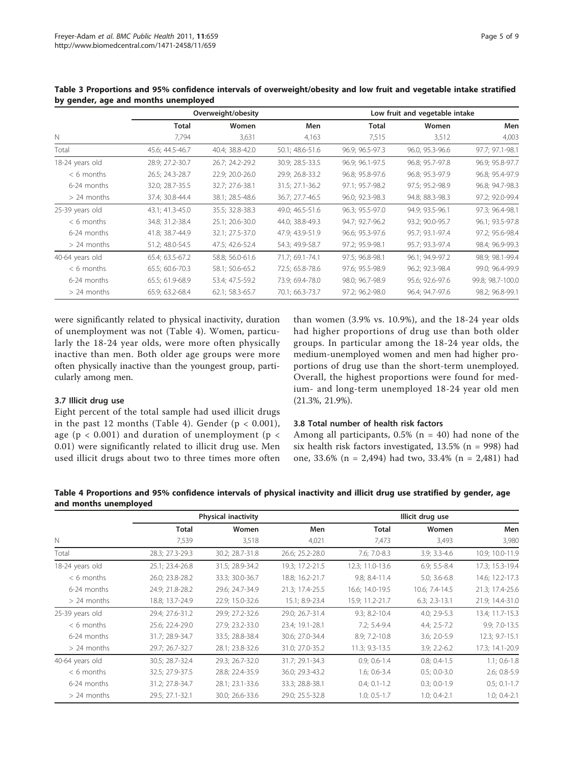**Table 3 Proportions and 95% confidence intervals of overweight/obesity and low fruit and vegetable intake stratified by gender, age and months unemployed**

| | Overweight/obesity | | | Low fruit and vegetable intake | | |
|---|---|---|---|---|---|---|
| | Total | Women | Men | Total | Women | Men |
| N | 7,794 | 3,631 | 4,163 | 7,515 | 3,512 | 4,003 |
| Total | 45.6; 44.5-46.7 | 40.4; 38.8-42.0 | 50.1; 48.6-51.6 | 96.9; 96.5-97.3 | 96.0, 95.3-96.6 | 97.7; 97.1-98.1 |
| 18-24 years old | 28.9; 27.2-30.7 | 26.7; 24.2-29.2 | 30.9; 28.5-33.5 | 96.9; 96.1-97.5 | 96.8; 95.7-97.8 | 96.9; 95.8-97.7 |
| < 6 months | 26.5; 24.3-28.7 | 22.9; 20.0-26.0 | 29.9; 26.8-33.2 | 96.8; 95.8-97.6 | 96.8; 95.3-97.9 | 96.8; 95.4-97.9 |
| 6-24 months | 32.0; 28.7-35.5 | 32.7; 27.6-38.1 | 31.5; 27.1-36.2 | 97.1; 95.7-98.2 | 97.5; 95.2-98.9 | 96.8; 94.7-98.3 |
| > 24 months | 37.4; 30.8-44.4 | 38.1; 28.5-48.6 | 36.7; 27.7-46.5 | 96.0; 92.3-98.3 | 94.8; 88.3-98.3 | 97.2; 92.0-99.4 |
| 25-39 years old | 43.1; 41.3-45.0 | 35.5; 32.8-38.3 | 49.0; 46.5-51.6 | 96.3; 95.5-97.0 | 94.9; 93.5-96.1 | 97.3; 96.4-98.1 |
| < 6 months | 34.8; 31.2-38.4 | 25.1; 20.6-30.0 | 44.0; 38.8-49.3 | 94.7; 92.7-96.2 | 93.2; 90.0-95.7 | 96.1; 93.5-97.8 |
| 6-24 months | 41.8; 38.7-44.9 | 32.1; 27.5-37.0 | 47.9; 43.9-51.9 | 96.6; 95.3-97.6 | 95.7; 93.1-97.4 | 97.2; 95.6-98.4 |
| > 24 months | 51.2; 48.0-54.5 | 47.5; 42.6-52.4 | 54.3; 49.9-58.7 | 97.2; 95.9-98.1 | 95.7; 93.3-97.4 | 98.4; 96.9-99.3 |
| 40-64 years old | 65.4; 63.5-67.2 | 58.8; 56.0-61.6 | 71.7; 69.1-74.1 | 97.5; 96.8-98.1 | 96.1; 94.9-97.2 | 98.9; 98.1-99.4 |
| < 6 months | 65.5; 60.6-70.3 | 58.1; 50.6-65.2 | 72.5; 65.8-78.6 | 97.6; 95.5-98.9 | 96.2; 92.3-98.4 | 99.0; 96.4-99.9 |
| 6-24 months | 65.5; 61.9-68.9 | 53.4; 47.5-59.2 | 73.9; 69.4-78.0 | 98.0; 96.7-98.9 | 95.6; 92.6-97.6 | 99.8; 98.7-100.0 |
| > 24 months | 65.9; 63.2-68.4 | 62.1; 58.3-65.7 | 70.1; 66.3-73.7 | 97.2; 96.2-98.0 | 96.4; 94.7-97.6 | 98.2; 96.8-99.1 |

were significantly related to physical inactivity, duration of unemployment was not (Table 4). Women, particularly the 18-24 year olds, were more often physically inactive than men. Both older age groups were more often physically inactive than the youngest group, particularly among men.

### 3.7 Illicit drug use

Eight percent of the total sample had used illicit drugs in the past 12 months (Table 4). Gender ($p < 0.001$), age ($p < 0.001$) and duration of unemployment ($p < 0.01$) were significantly related to illicit drug use. Men used illicit drugs about two to three times more often than women (3.9% vs. 10.9%), and the 18-24 year olds had higher proportions of drug use than both older groups. In particular among the 18-24 year olds, the medium-unemployed women and men had higher proportions of drug use than the short-term unemployed. Overall, the highest proportions were found for medium- and long-term unemployed 18-24 year old men (21.3%, 21.9%).

### 3.8 Total number of health risk factors

Among all participants, 0.5% (n = 40) had none of the six health risk factors investigated, 13.5% (n = 998) had one, 33.6% (n = 2,494) had two, 33.4% (n = 2,481) had

**Table 4 Proportions and 95% confidence intervals of physical inactivity and illicit drug use stratified by gender, age and months unemployed**

| | Physical inactivity | | | Illicit drug use | | |
|---|---|---|---|---|---|---|
| | Total | Women | Men | Total | Women | Men |
| N | 7,539 | 3,518 | 4,021 | 7,473 | 3,493 | 3,980 |
| Total | 28.3; 27.3-29.3 | 30.2; 28.7-31.8 | 26.6; 25.2-28.0 | 7.6; 7.0-8.3 | 3.9; 3.3-4.6 | 10.9; 10.0-11.9 |
| 18-24 years old | 25.1; 23.4-26.8 | 31.5; 28.9-34.2 | 19.3; 17.2-21.5 | 12.3; 11.0-13.6 | 6.9; 5.5-8.4 | 17.3; 15.3-19.4 |
| < 6 months | 26.0; 23.8-28.2 | 33.3; 30.0-36.7 | 18.8; 16.2-21.7 | 9.8; 8.4-11.4 | 5.0; 3.6-6.8 | 14.6; 12.2-17.3 |
| 6-24 months | 24.9; 21.8-28.2 | 29.6; 24.7-34.9 | 21.3; 17.4-25.5 | 16.6; 14.0-19.5 | 10.6; 7.4-14.5 | 21.3; 17.4-25.6 |
| > 24 months | 18.8; 13.7-24.9 | 22.9; 15.0-32.6 | 15.1; 8.9-23.4 | 15.9; 11.2-21.7 | 6.3; 2.3-13.1 | 21.9; 14.4-31.0 |
| 25-39 years old | 29.4; 27.6-31.2 | 29.9; 27.2-32.6 | 29.0; 26.7-31.4 | 9.3; 8.2-10.4 | 4.0; 2.9-5.3 | 13.4; 11.7-15.3 |
| < 6 months | 25.6; 22.4-29.0 | 27.9; 23.2-33.0 | 23.4; 19.1-28.1 | 7.2; 5.4-9.4 | 4.4; 2.5-7.2 | 9.9; 7.0-13.5 |
| 6-24 months | 31.7; 28.9-34.7 | 33.5; 28.8-38.4 | 30.6; 27.0-34.4 | 8.9; 7.2-10.8 | 3.6; 2.0-5.9 | 12.3; 9.7-15.1 |
| > 24 months | 29.7; 26.7-32.7 | 28.1; 23.8-32.6 | 31.0; 27.0-35.2 | 11.3; 9.3-13.5 | 3.9; 2.2-6.2 | 17.3; 14.1-20.9 |
| 40-64 years old | 30.5; 28.7-32.4 | 29.3; 26.7-32.0 | 31.7; 29.1-34.3 | 0.9; 0.6-1.4 | 0.8; 0.4-1.5 | 1.1; 0.6-1.8 |
| < 6 months | 32.5; 27.9-37.5 | 28.8; 22.4-35.9 | 36.0; 29.3-43.2 | 1.6; 0.6-3.4 | 0.5; 0.0-3.0 | 2.6; 0.8-5.9 |
| 6-24 months | 31.2; 27.8-34.7 | 28.1; 23.1-33.6 | 33.3; 28.8-38.1 | 0.4; 0.1-1.2 | 0.3; 0.0-1.9 | 0.5; 0.1-1.7 |
| > 24 months | 29.5; 27.1-32.1 | 30.0; 26.6-33.6 | 29.0; 25.5-32.8 | 1.0; 0.5-1.7 | 1.0; 0.4-2.1 | 1.0; 0.4-2.1 |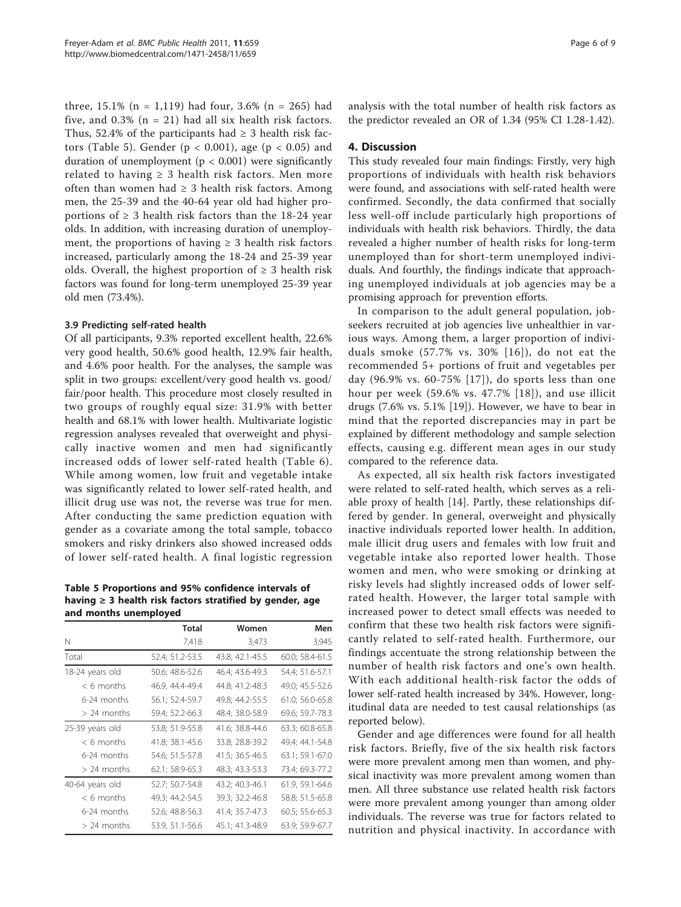three, 15.1% (n = 1,119) had four, 3.6% (n = 265) had five, and 0.3% (n = 21) had all six health risk factors. Thus, 52.4% of the participants had ≥ 3 health risk factors (Table 5). Gender ($p < 0.001$), age ($p < 0.05$) and duration of unemployment ($p < 0.001$) were significantly related to having ≥ 3 health risk factors. Men more often than women had ≥ 3 health risk factors. Among men, the 25-39 and the 40-64 year old had higher proportions of ≥ 3 health risk factors than the 18-24 year olds. In addition, with increasing duration of unemployment, the proportions of having ≥ 3 health risk factors increased, particularly among the 18-24 and 25-39 year olds. Overall, the highest proportion of ≥ 3 health risk factors was found for long-term unemployed 25-39 year old men (73.4%).

### 3.9 Predicting self-rated health

Of all participants, 9.3% reported excellent health, 22.6% very good health, 50.6% good health, 12.9% fair health, and 4.6% poor health. For the analyses, the sample was split in two groups: excellent/very good health vs. good/fair/poor health. This procedure most closely resulted in two groups of roughly equal size: 31.9% with better health and 68.1% with lower health. Multivariate logistic regression analyses revealed that overweight and physically inactive women and men had significantly increased odds of lower self-rated health (Table 6). While among women, low fruit and vegetable intake was significantly related to lower self-rated health, and illicit drug use was not, the reverse was true for men. After conducting the same prediction equation with gender as a covariate among the total sample, tobacco smokers and risky drinkers also showed increased odds of lower self-rated health. A final logistic regression analysis with the total number of health risk factors as the predictor revealed an OR of 1.34 (95% CI 1.28-1.42).

**Table 5 Proportions and 95% confidence intervals of having ≥ 3 health risk factors stratified by gender, age and months unemployed**

| | Total | Women | Men |
|---|---|---|---|
| N | 7,418 | 3,473 | 3,945 |
| Total | 52.4; 51.2-53.5 | 43.8; 42.1-45.5 | 60.0; 58.4-61.5 |
| 18-24 years old | 50.6; 48.6-52.6 | 46.4; 43.6-49.3 | 54.4; 51.6-57.1 |
| < 6 months | 46.9, 44.4-49.4 | 44.8; 41.2-48.3 | 49.0; 45.5-52.6 |
| 6-24 months | 56.1; 52.4-59.7 | 49.8; 44.2-55.5 | 61.0; 56.0-65.8 |
| > 24 months | 59.4; 52.2-66.3 | 48.4; 38.0-58.9 | 69.6; 59.7-78.3 |
| 25-39 years old | 53.8; 51.9-55.8 | 41.6; 38.8-44.6 | 63.3; 60.8-65.8 |
| < 6 months | 41.8; 38.1-45.6 | 33.8; 28.8-39.2 | 49.4; 44.1-54.8 |
| 6-24 months | 54.6; 51.5-57.8 | 41.5; 36.5-46.5 | 63.1; 59.1-67.0 |
| > 24 months | 62.1; 58.9-65.3 | 48.3; 43.3-53.3 | 73.4; 69.3-77.2 |
| 40-64 years old | 52.7; 50.7-54.8 | 43.2; 40.3-46.1 | 61.9, 59.1-64.6 |
| < 6 months | 49.3; 44.2-54.5 | 39.3; 32.2-46.8 | 58.8; 51.5-65.8 |
| 6-24 months | 52.6; 48.8-56.3 | 41.4; 35.7-47.3 | 60.5; 55.6-65.3 |
| > 24 months | 53.9, 51.1-56.6 | 45.1; 41.3-48.9 | 63.9; 59.9-67.7 |

## 4. Discussion

This study revealed four main findings: Firstly, very high proportions of individuals with health risk behaviors were found, and associations with self-rated health were confirmed. Secondly, the data confirmed that socially less well-off include particularly high proportions of individuals with health risk behaviors. Thirdly, the data revealed a higher number of health risks for long-term unemployed than for short-term unemployed individuals. And fourthly, the findings indicate that approaching unemployed individuals at job agencies may be a promising approach for prevention efforts.

In comparison to the adult general population, job-seekers recruited at job agencies live unhealthier in various ways. Among them, a larger proportion of individuals smoke (57.7% vs. 30% [16]), do not eat the recommended 5+ portions of fruit and vegetables per day (96.9% vs. 60-75% [17]), do sports less than one hour per week (59.6% vs. 47.7% [18]), and use illicit drugs (7.6% vs. 5.1% [19]). However, we have to bear in mind that the reported discrepancies may in part be explained by different methodology and sample selection effects, causing e.g. different mean ages in our study compared to the reference data.

As expected, all six health risk factors investigated were related to self-rated health, which serves as a reliable proxy of health [14]. Partly, these relationships differed by gender. In general, overweight and physically inactive individuals reported lower health. In addition, male illicit drug users and females with low fruit and vegetable intake also reported lower health. Those women and men, who were smoking or drinking at risky levels had slightly increased odds of lower self-rated health. However, the larger total sample with increased power to detect small effects was needed to confirm that these two health risk factors were significantly related to self-rated health. Furthermore, our findings accentuate the strong relationship between the number of health risk factors and one's own health. With each additional health-risk factor the odds of lower self-rated health increased by 34%. However, longitudinal data are needed to test causal relationships (as reported below).

Gender and age differences were found for all health risk factors. Briefly, five of the six health risk factors were more prevalent among men than women, and physical inactivity was more prevalent among women than men. All three substance use related health risk factors were more prevalent among younger than among older individuals. The reverse was true for factors related to nutrition and physical inactivity. In accordance with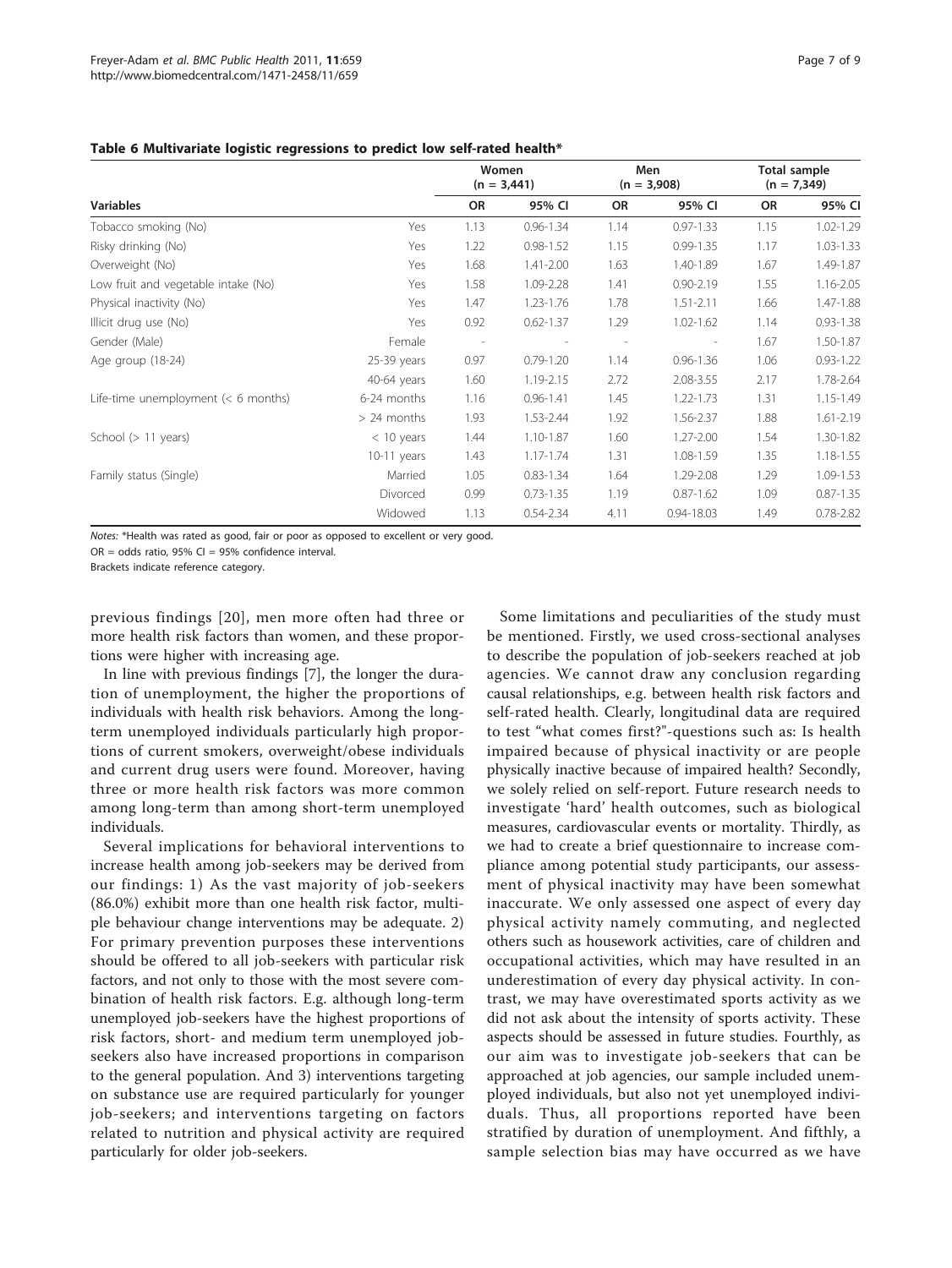**Table 6 Multivariate logistic regressions to predict low self-rated health***

| Variables | | Women (n = 3,441) | | Men (n = 3,908) | | Total sample (n = 7,349) | |
|---|---|---|---|---|---|---|---|
| | | OR | 95% CI | OR | 95% CI | OR | 95% CI |
| Tobacco smoking (No) | Yes | 1.13 | 0.96-1.34 | 1.14 | 0.97-1.33 | 1.15 | 1.02-1.29 |
| Risky drinking (No) | Yes | 1.22 | 0.98-1.52 | 1.15 | 0.99-1.35 | 1.17 | 1.03-1.33 |
| Overweight (No) | Yes | 1.68 | 1.41-2.00 | 1.63 | 1.40-1.89 | 1.67 | 1.49-1.87 |
| Low fruit and vegetable intake (No) | Yes | 1.58 | 1.09-2.28 | 1.41 | 0.90-2.19 | 1.55 | 1.16-2.05 |
| Physical inactivity (No) | Yes | 1.47 | 1.23-1.76 | 1.78 | 1.51-2.11 | 1.66 | 1.47-1.88 |
| Illicit drug use (No) | Yes | 0.92 | 0.62-1.37 | 1.29 | 1.02-1.62 | 1.14 | 0.93-1.38 |
| Gender (Male) | Female | - | - | - | - | 1.67 | 1.50-1.87 |
| Age group (18-24) | 25-39 years | 0.97 | 0.79-1.20 | 1.14 | 0.96-1.36 | 1.06 | 0.93-1.22 |
| | 40-64 years | 1.60 | 1.19-2.15 | 2.72 | 2.08-3.55 | 2.17 | 1.78-2.64 |
| Life-time unemployment (< 6 months) | 6-24 months | 1.16 | 0.96-1.41 | 1.45 | 1.22-1.73 | 1.31 | 1.15-1.49 |
| | > 24 months | 1.93 | 1.53-2.44 | 1.92 | 1.56-2.37 | 1.88 | 1.61-2.19 |
| School (> 11 years) | < 10 years | 1.44 | 1.10-1.87 | 1.60 | 1.27-2.00 | 1.54 | 1.30-1.82 |
| | 10-11 years | 1.43 | 1.17-1.74 | 1.31 | 1.08-1.59 | 1.35 | 1.18-1.55 |
| Family status (Single) | Married | 1.05 | 0.83-1.34 | 1.64 | 1.29-2.08 | 1.29 | 1.09-1.53 |
| | Divorced | 0.99 | 0.73-1.35 | 1.19 | 0.87-1.62 | 1.09 | 0.87-1.35 |
| | Widowed | 1.13 | 0.54-2.34 | 4.11 | 0.94-18.03 | 1.49 | 0.78-2.82 |

*Notes:* *Health was rated as good, fair or poor as opposed to excellent or very good.

OR = odds ratio, 95% CI = 95% confidence interval.

Brackets indicate reference category.

previous findings [20], men more often had three or more health risk factors than women, and these proportions were higher with increasing age.

In line with previous findings [7], the longer the duration of unemployment, the higher the proportions of individuals with health risk behaviors. Among the long-term unemployed individuals particularly high proportions of current smokers, overweight/obese individuals and current drug users were found. Moreover, having three or more health risk factors was more common among long-term than among short-term unemployed individuals.

Several implications for behavioral interventions to increase health among job-seekers may be derived from our findings: 1) As the vast majority of job-seekers (86.0%) exhibit more than one health risk factor, multiple behaviour change interventions may be adequate. 2) For primary prevention purposes these interventions should be offered to all job-seekers with particular risk factors, and not only to those with the most severe combination of health risk factors. E.g. although long-term unemployed job-seekers have the highest proportions of risk factors, short- and medium term unemployed job-seekers also have increased proportions in comparison to the general population. And 3) interventions targeting on substance use are required particularly for younger job-seekers; and interventions targeting on factors related to nutrition and physical activity are required particularly for older job-seekers.

Some limitations and peculiarities of the study must be mentioned. Firstly, we used cross-sectional analyses to describe the population of job-seekers reached at job agencies. We cannot draw any conclusion regarding causal relationships, e.g. between health risk factors and self-rated health. Clearly, longitudinal data are required to test "what comes first?"-questions such as: Is health impaired because of physical inactivity or are people physically inactive because of impaired health? Secondly, we solely relied on self-report. Future research needs to investigate 'hard' health outcomes, such as biological measures, cardiovascular events or mortality. Thirdly, as we had to create a brief questionnaire to increase compliance among potential study participants, our assessment of physical inactivity may have been somewhat inaccurate. We only assessed one aspect of every day physical activity namely commuting, and neglected others such as housework activities, care of children and occupational activities, which may have resulted in an underestimation of every day physical activity. In contrast, we may have overestimated sports activity as we did not ask about the intensity of sports activity. These aspects should be assessed in future studies. Fourthly, as our aim was to investigate job-seekers that can be approached at job agencies, our sample included unemployed individuals, but also not yet unemployed individuals. Thus, all proportions reported have been stratified by duration of unemployment. And fifthly, a sample selection bias may have occurred as we have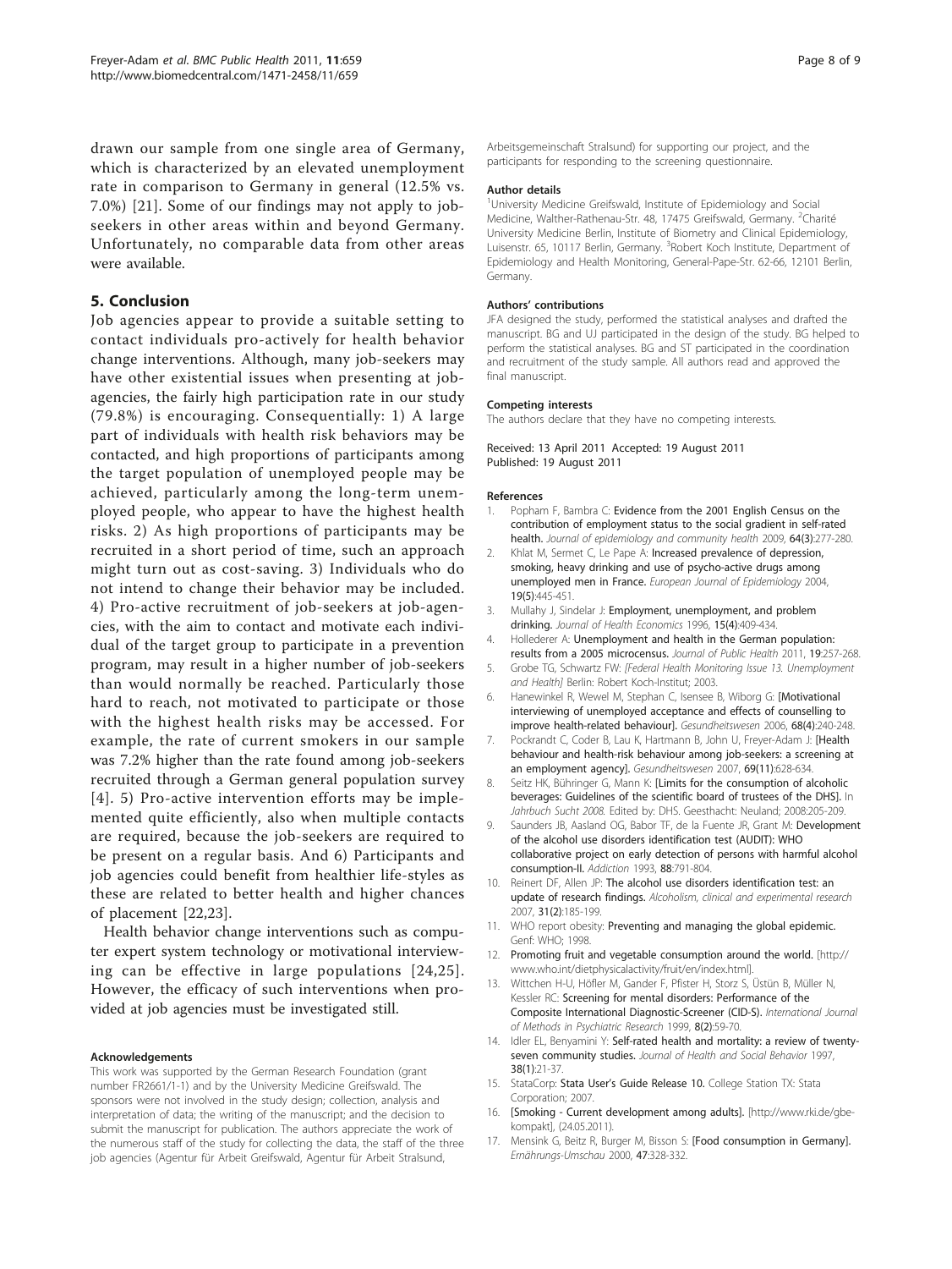drawn our sample from one single area of Germany, which is characterized by an elevated unemployment rate in comparison to Germany in general (12.5% vs. 7.0%) [21]. Some of our findings may not apply to job-seekers in other areas within and beyond Germany. Unfortunately, no comparable data from other areas were available.

## 5. Conclusion

Job agencies appear to provide a suitable setting to contact individuals pro-actively for health behavior change interventions. Although, many job-seekers may have other existential issues when presenting at job-agencies, the fairly high participation rate in our study (79.8%) is encouraging. Consequentially: 1) A large part of individuals with health risk behaviors may be contacted, and high proportions of participants among the target population of unemployed people may be achieved, particularly among the long-term unemployed people, who appear to have the highest health risks. 2) As high proportions of participants may be recruited in a short period of time, such an approach might turn out as cost-saving. 3) Individuals who do not intend to change their behavior may be included. 4) Pro-active recruitment of job-seekers at job-agencies, with the aim to contact and motivate each individual of the target group to participate in a prevention program, may result in a higher number of job-seekers than would normally be reached. Particularly those hard to reach, not motivated to participate or those with the highest health risks may be accessed. For example, the rate of current smokers in our sample was 7.2% higher than the rate found among job-seekers recruited through a German general population survey [4]. 5) Pro-active intervention efforts may be implemented quite efficiently, also when multiple contacts are required, because the job-seekers are required to be present on a regular basis. And 6) Participants and job agencies could benefit from healthier life-styles as these are related to better health and higher chances of placement [22,23].

Health behavior change interventions such as computer expert system technology or motivational interviewing can be effective in large populations [24,25]. However, the efficacy of such interventions when provided at job agencies must be investigated still.

#### Acknowledgements

This work was supported by the German Research Foundation (grant number FR2661/1-1) and by the University Medicine Greifswald. The sponsors were not involved in the study design; collection, analysis and interpretation of data; the writing of the manuscript; and the decision to submit the manuscript for publication. The authors appreciate the work of the numerous staff of the study for collecting the data, the staff of the three job agencies (Agentur für Arbeit Greifswald, Agentur für Arbeit Stralsund, Arbeitsgemeinschaft Stralsund) for supporting our project, and the participants for responding to the screening questionnaire.

#### Author details

[1]University Medicine Greifswald, Institute of Epidemiology and Social Medicine, Walther-Rathenau-Str. 48, 17475 Greifswald, Germany. [2]Charité University Medicine Berlin, Institute of Biometry and Clinical Epidemiology, Luisenstr. 65, 10117 Berlin, Germany. [3]Robert Koch Institute, Department of Epidemiology and Health Monitoring, General-Pape-Str. 62-66, 12101 Berlin, Germany.

#### Authors' contributions

JFA designed the study, performed the statistical analyses and drafted the manuscript. BG and UJ participated in the design of the study. BG helped to perform the statistical analyses. BG and ST participated in the coordination and recruitment of the study sample. All authors read and approved the final manuscript.

#### Competing interests

The authors declare that they have no competing interests.

Received: 13 April 2011 Accepted: 19 August 2011
Published: 19 August 2011

#### References

1. Popham F, Bambra C: **Evidence from the 2001 English Census on the contribution of employment status to the social gradient in self-rated health.** *Journal of epidemiology and community health* 2009, **64(3)**:277-280.
2. Khlat M, Sermet C, Le Pape A: **Increased prevalence of depression, smoking, heavy drinking and use of psycho-active drugs among unemployed men in France.** *European Journal of Epidemiology* 2004, **19(5)**:445-451.
3. Mullahy J, Sindelar J: **Employment, unemployment, and problem drinking.** *Journal of Health Economics* 1996, **15(4)**:409-434.
4. Hollederer A: **Unemployment and health in the German population: results from a 2005 microcensus.** *Journal of Public Health* 2011, **19**:257-268.
5. Grobe TG, Schwartz FW: *[Federal Health Monitoring Issue 13. Unemployment and Health]* Berlin: Robert Koch-Institut; 2003.
6. Hanewinkel R, Wewel M, Stephan C, Isensee B, Wiborg G: **[Motivational interviewing of unemployed acceptance and effects of counselling to improve health-related behaviour].** *Gesundheitswesen* 2006, **68(4)**:240-248.
7. Pockrandt C, Coder B, Lau K, Hartmann B, John U, Freyer-Adam J: **[Health behaviour and health-risk behaviour among job-seekers: a screening at an employment agency].** *Gesundheitswesen* 2007, **69(11)**:628-634.
8. Seitz HK, Bühringer G, Mann K: **[Limits for the consumption of alcoholic beverages: Guidelines of the scientific board of trustees of the DHS].** In *Jahrbuch Sucht 2008.* Edited by: DHS. Geesthacht: Neuland; 2008:205-209.
9. Saunders JB, Aasland OG, Babor TF, de la Fuente JR, Grant M: **Development of the alcohol use disorders identification test (AUDIT): WHO collaborative project on early detection of persons with harmful alcohol consumption-II.** *Addiction* 1993, **88**:791-804.
10. Reinert DF, Allen JP: **The alcohol use disorders identification test: an update of research findings.** *Alcoholism, clinical and experimental research* 2007, **31(2)**:185-199.
11. WHO report obesity: **Preventing and managing the global epidemic.** Genf: WHO; 1998.
12. **Promoting fruit and vegetable consumption around the world.** [http://www.who.int/dietphysicalactivity/fruit/en/index.html].
13. Wittchen H-U, Höfler M, Gander F, Pfister H, Storz S, Üstün B, Müller N, Kessler RC: **Screening for mental disorders: Performance of the Composite International Diagnostic-Screener (CID-S).** *International Journal of Methods in Psychiatric Research* 1999, **8(2)**:59-70.
14. Idler EL, Benyamini Y: **Self-rated health and mortality: a review of twenty-seven community studies.** *Journal of Health and Social Behavior* 1997, **38(1)**:21-37.
15. StataCorp: **Stata User's Guide Release 10.** College Station TX: Stata Corporation; 2007.
16. **[Smoking - Current development among adults].** [http://www.rki.de/gbe-kompakt], (24.05.2011).
17. Mensink G, Beitz R, Burger M, Bisson S: **[Food consumption in Germany].** *Ernährungs-Umschau* 2000, **47**:328-332.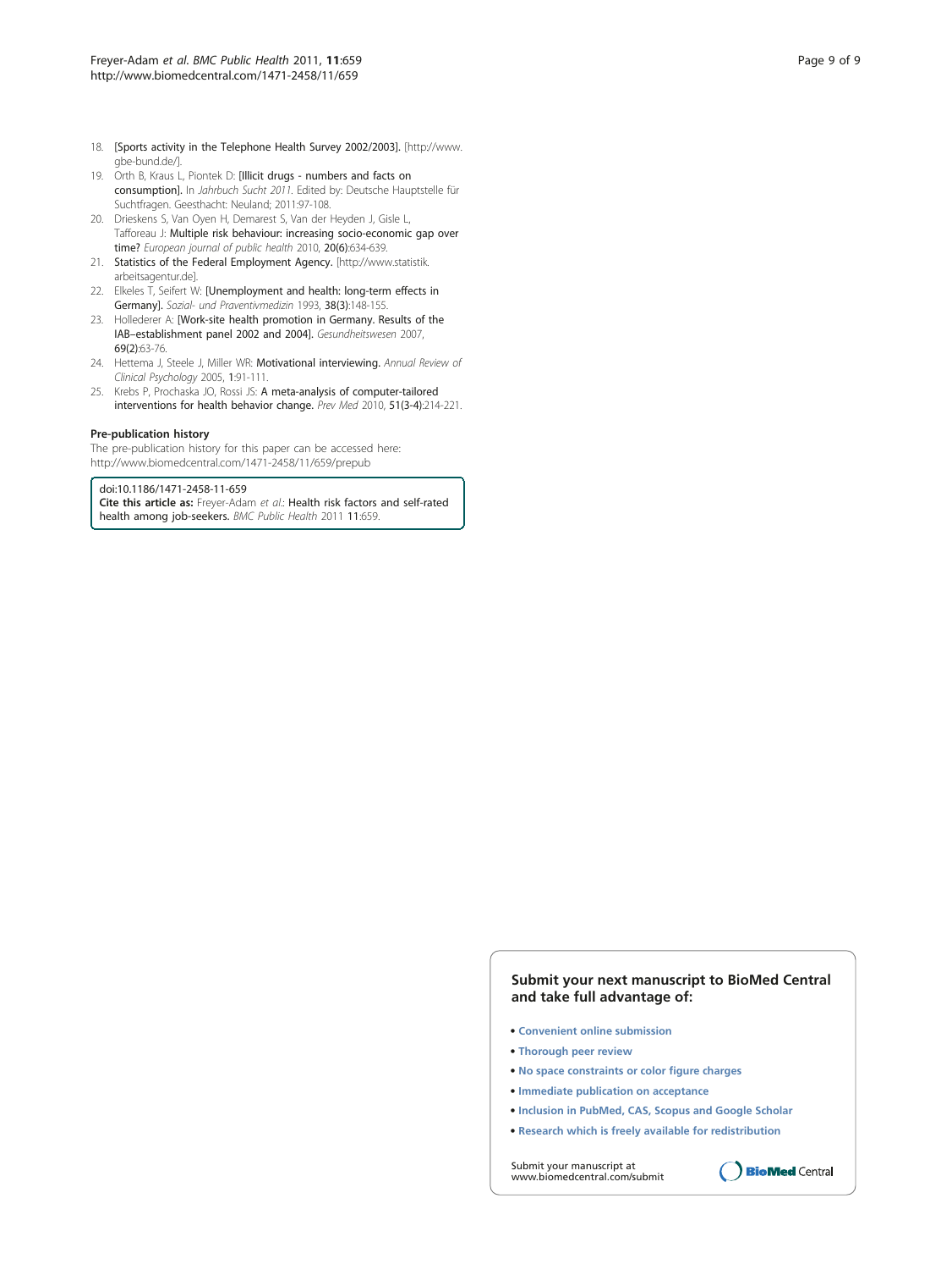18. [Sports activity in the Telephone Health Survey 2002/2003]. [http://www.gbe-bund.de/].
19. Orth B, Kraus L, Piontek D: **[Illicit drugs - numbers and facts on consumption].** In *Jahrbuch Sucht 2011.* Edited by: Deutsche Hauptstelle für Suchtfragen. Geesthacht: Neuland; 2011:97-108.
20. Drieskens S, Van Oyen H, Demarest S, Van der Heyden J, Gisle L, Tafforeau J: **Multiple risk behaviour: increasing socio-economic gap over time?** *European journal of public health* 2010, **20(6)**:634-639.
21. **Statistics of the Federal Employment Agency.** [http://www.statistik.arbeitsagentur.de].
22. Elkeles T, Seifert W: **[Unemployment and health: long-term effects in Germany].** *Sozial- und Praventivmedizin* 1993, **38(3)**:148-155.
23. Hollederer A: **[Work-site health promotion in Germany. Results of the IAB–establishment panel 2002 and 2004].** *Gesundheitswesen* 2007, **69(2)**:63-76.
24. Hettema J, Steele J, Miller WR: **Motivational interviewing.** *Annual Review of Clinical Psychology* 2005, **1**:91-111.
25. Krebs P, Prochaska JO, Rossi JS: **A meta-analysis of computer-tailored interventions for health behavior change.** *Prev Med* 2010, **51(3-4)**:214-221.

### Pre-publication history

The pre-publication history for this paper can be accessed here:
http://www.biomedcentral.com/1471-2458/11/659/prepub

doi:10.1186/1471-2458-11-659
**Cite this article as:** Freyer-Adam *et al.*: Health risk factors and self-rated health among job-seekers. *BMC Public Health* 2011 **11**:659.

**Submit your next manuscript to BioMed Central and take full advantage of:**

- Convenient online submission
- Thorough peer review
- No space constraints or color figure charges
- Immediate publication on acceptance
- Inclusion in PubMed, CAS, Scopus and Google Scholar
- Research which is freely available for redistribution

Submit your manuscript at
www.biomedcentral.com/submit

BioMed Central